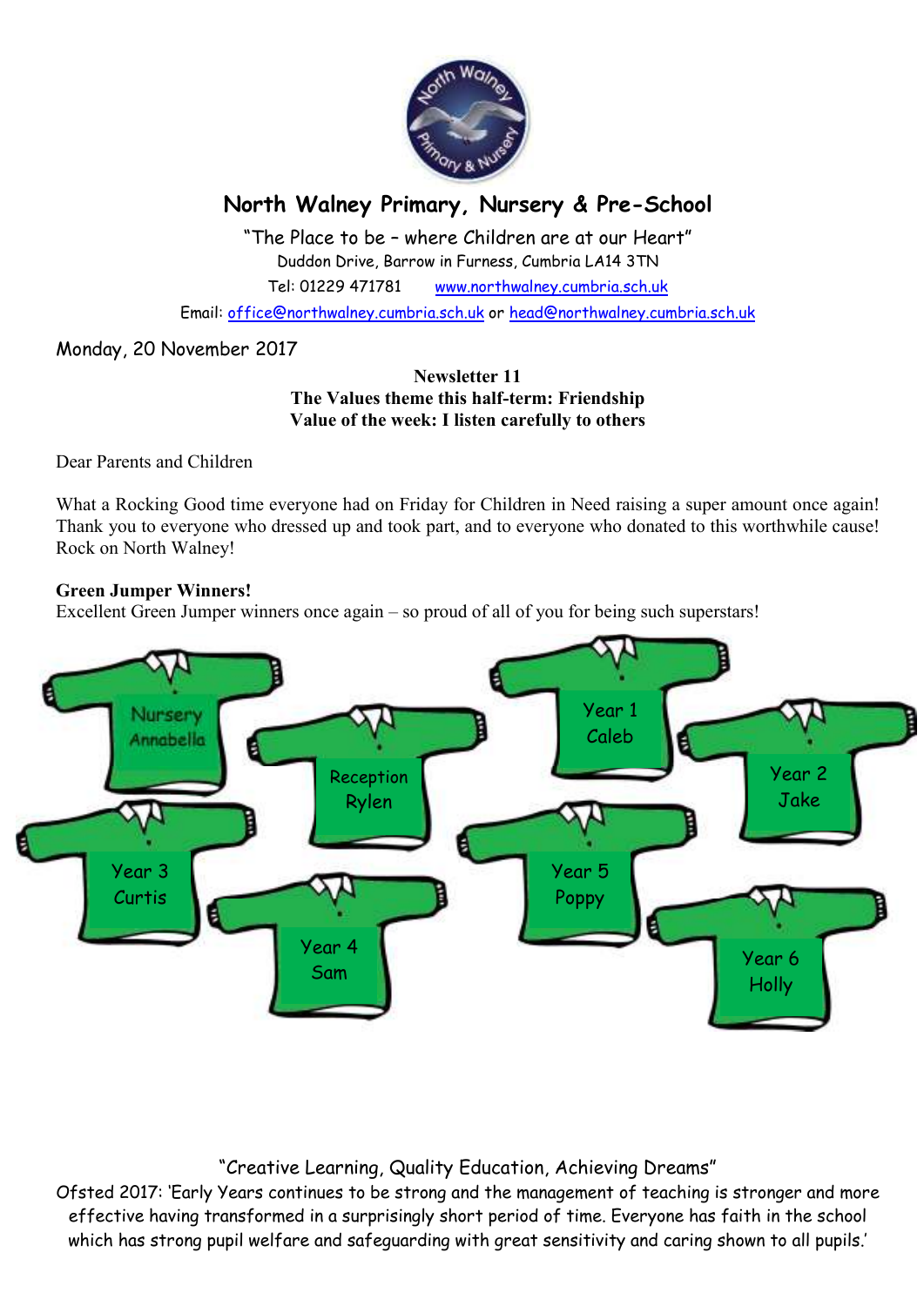# North Walney Primary, Nursery & Pre-School

"The Place to be – where Children are at our Heart"
Duddon Drive, Barrow in Furness, Cumbria LA14 3TN
Tel: 01229 471781 www.northwalney.cumbria.sch.uk
Email: office@northwalney.cumbria.sch.uk or head@northwalney.cumbria.sch.uk

Monday, 20 November 2017

**Newsletter 11**
**The Values theme this half-term: Friendship**
**Value of the week: I listen carefully to others**

Dear Parents and Children

What a Rocking Good time everyone had on Friday for Children in Need raising a super amount once again! Thank you to everyone who dressed up and took part, and to everyone who donated to this worthwhile cause! Rock on North Walney!

**Green Jumper Winners!**
Excellent Green Jumper winners once again – so proud of all of you for being such superstars!

Nursery Annabella

Reception Rylen

Year 1 Caleb

Year 2 Jake

Year 3 Curtis

Year 4 Sam

Year 5 Poppy

Year 6 Holly

"Creative Learning, Quality Education, Achieving Dreams"
Ofsted 2017: 'Early Years continues to be strong and the management of teaching is stronger and more effective having transformed in a surprisingly short period of time. Everyone has faith in the school which has strong pupil welfare and safeguarding with great sensitivity and caring shown to all pupils.'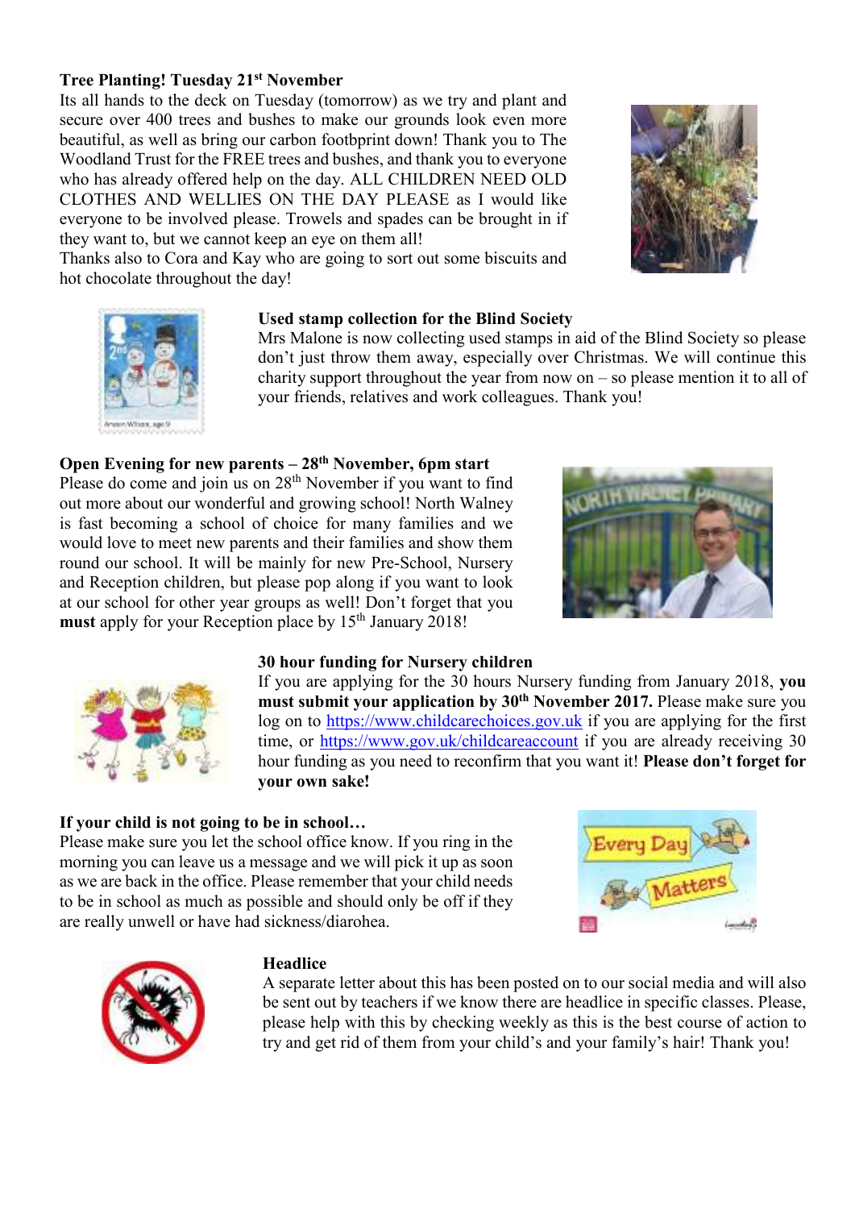**Tree Planting! Tuesday 21st November**

Its all hands to the deck on Tuesday (tomorrow) as we try and plant and secure over 400 trees and bushes to make our grounds look even more beautiful, as well as bring our carbon footbprint down! Thank you to The Woodland Trust for the FREE trees and bushes, and thank you to everyone who has already offered help on the day. ALL CHILDREN NEED OLD CLOTHES AND WELLIES ON THE DAY PLEASE as I would like everyone to be involved please. Trowels and spades can be brought in if they want to, but we cannot keep an eye on them all!
Thanks also to Cora and Kay who are going to sort out some biscuits and hot chocolate throughout the day!

**Used stamp collection for the Blind Society**

Mrs Malone is now collecting used stamps in aid of the Blind Society so please don't just throw them away, especially over Christmas. We will continue this charity support throughout the year from now on – so please mention it to all of your friends, relatives and work colleagues. Thank you!

**Open Evening for new parents – 28th November, 6pm start**

Please do come and join us on 28th November if you want to find out more about our wonderful and growing school! North Walney is fast becoming a school of choice for many families and we would love to meet new parents and their families and show them round our school. It will be mainly for new Pre-School, Nursery and Reception children, but please pop along if you want to look at our school for other year groups as well! Don't forget that you **must** apply for your Reception place by 15th January 2018!

**30 hour funding for Nursery children**

If you are applying for the 30 hours Nursery funding from January 2018, **you must submit your application by 30th November 2017.** Please make sure you log on to https://www.childcarechoices.gov.uk if you are applying for the first time, or https://www.gov.uk/childcareaccount if you are already receiving 30 hour funding as you need to reconfirm that you want it! **Please don't forget for your own sake!**

**If your child is not going to be in school…**

Please make sure you let the school office know. If you ring in the morning you can leave us a message and we will pick it up as soon as we are back in the office. Please remember that your child needs to be in school as much as possible and should only be off if they are really unwell or have had sickness/diarohea.

**Headlice**

A separate letter about this has been posted on to our social media and will also be sent out by teachers if we know there are headlice in specific classes. Please, please help with this by checking weekly as this is the best course of action to try and get rid of them from your child's and your family's hair! Thank you!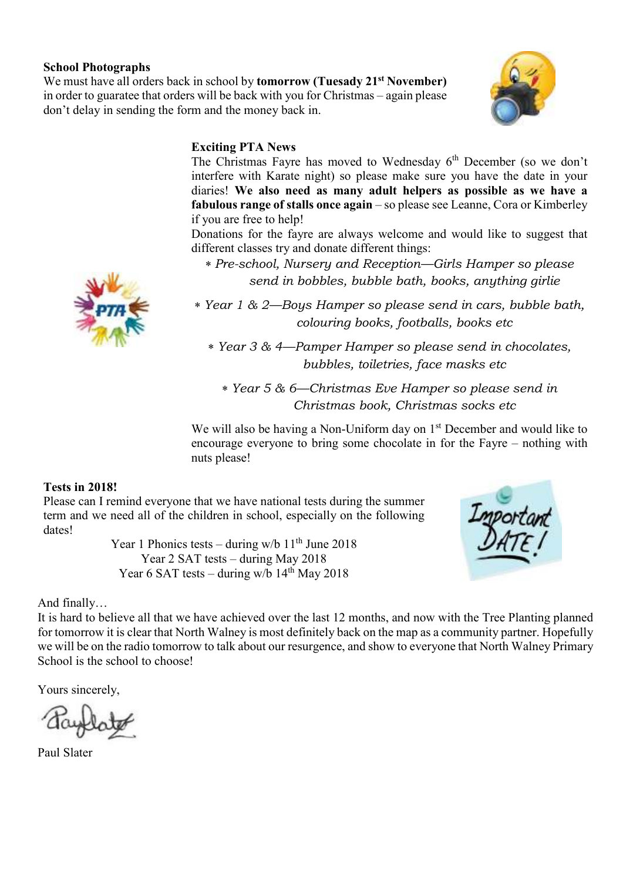**School Photographs**

We must have all orders back in school by **tomorrow (Tuesady 21st November)** in order to guaratee that orders will be back with you for Christmas – again please don't delay in sending the form and the money back in.

**Exciting PTA News**

The Christmas Fayre has moved to Wednesday 6th December (so we don't interfere with Karate night) so please make sure you have the date in your diaries! **We also need as many adult helpers as possible as we have a fabulous range of stalls once again** – so please see Leanne, Cora or Kimberley if you are free to help!

Donations for the fayre are always welcome and would like to suggest that different classes try and donate different things:

- *Pre-school, Nursery and Reception—Girls Hamper so please send in bobbles, bubble bath, books, anything girlie*
- *Year 1 & 2—Boys Hamper so please send in cars, bubble bath, colouring books, footballs, books etc*
- *Year 3 & 4—Pamper Hamper so please send in chocolates, bubbles, toiletries, face masks etc*
- *Year 5 & 6—Christmas Eve Hamper so please send in Christmas book, Christmas socks etc*

We will also be having a Non-Uniform day on 1st December and would like to encourage everyone to bring some chocolate in for the Fayre – nothing with nuts please!

**Tests in 2018!**

Please can I remind everyone that we have national tests during the summer term and we need all of the children in school, especially on the following dates!

Year 1 Phonics tests – during w/b 11th June 2018
Year 2 SAT tests – during May 2018
Year 6 SAT tests – during w/b 14th May 2018

And finally…

It is hard to believe all that we have achieved over the last 12 months, and now with the Tree Planting planned for tomorrow it is clear that North Walney is most definitely back on the map as a community partner. Hopefully we will be on the radio tomorrow to talk about our resurgence, and show to everyone that North Walney Primary School is the school to choose!

Yours sincerely,

Paul Slater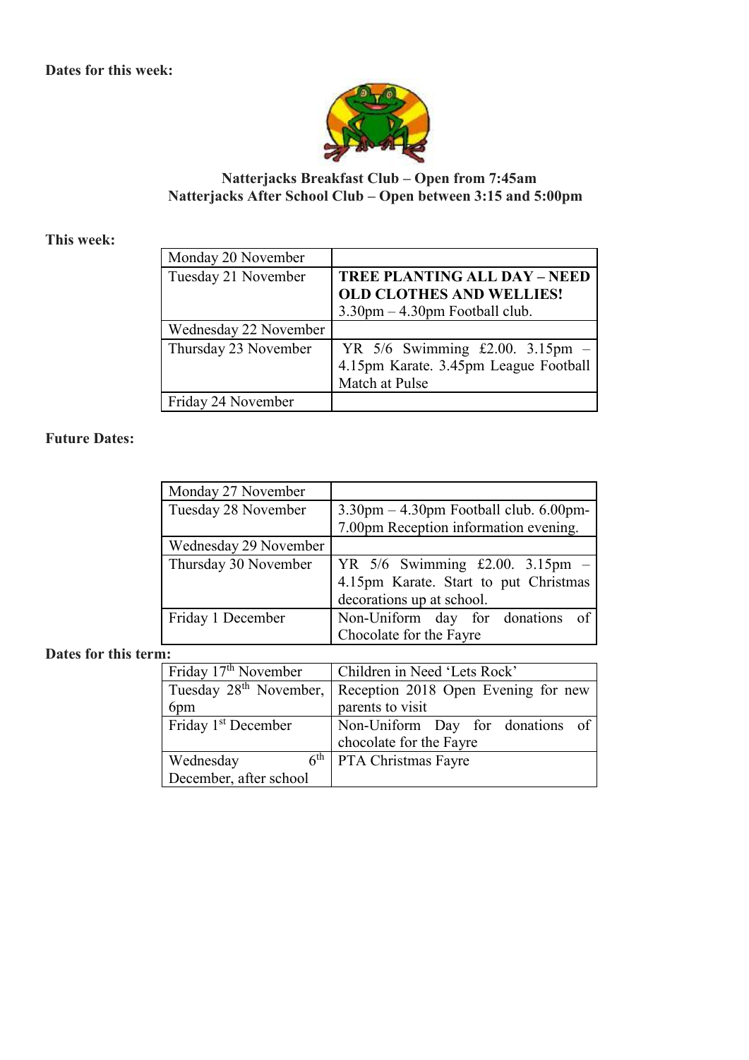**Dates for this week:**

**Natterjacks Breakfast Club – Open from 7:45am**
**Natterjacks After School Club – Open between 3:15 and 5:00pm**

**This week:**

| | |
|---|---|
| Monday 20 November | |
| Tuesday 21 November | **TREE PLANTING ALL DAY – NEED OLD CLOTHES AND WELLIES!** 3.30pm – 4.30pm Football club. |
| Wednesday 22 November | |
| Thursday 23 November | YR 5/6 Swimming £2.00. 3.15pm – 4.15pm Karate. 3.45pm League Football Match at Pulse |
| Friday 24 November | |

**Future Dates:**

| | |
|---|---|
| Monday 27 November | |
| Tuesday 28 November | 3.30pm – 4.30pm Football club. 6.00pm-7.00pm Reception information evening. |
| Wednesday 29 November | |
| Thursday 30 November | YR 5/6 Swimming £2.00. 3.15pm – 4.15pm Karate. Start to put Christmas decorations up at school. |
| Friday 1 December | Non-Uniform day for donations of Chocolate for the Fayre |

**Dates for this term:**

| | |
|---|---|
| Friday 17th November | Children in Need 'Lets Rock' |
| Tuesday 28th November, 6pm | Reception 2018 Open Evening for new parents to visit |
| Friday 1st December | Non-Uniform Day for donations of chocolate for the Fayre |
| Wednesday 6th December, after school | PTA Christmas Fayre |